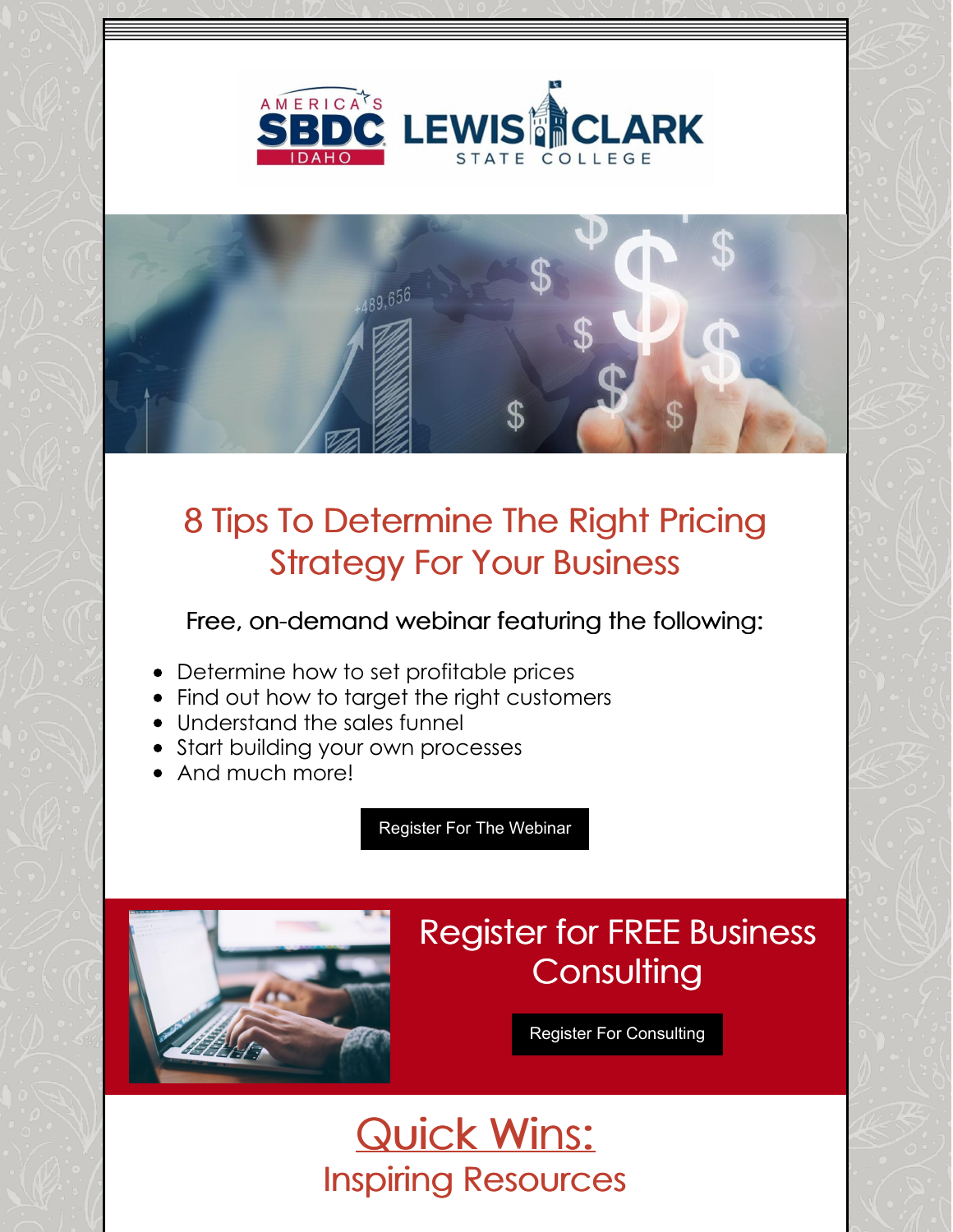# 8 Tips To Determine The Right Pricing Strategy For Your Business

Free, on-demand webinar featuring the following:

- Determine how to set profitable prices
- Find out how to target the right customers
- Understand the sales funnel
- Start building your own processes
- And much more!

Register For The Webinar

## Register for FREE Business Consulting

Register For Consulting

## Quick Wins:

## Inspiring Resources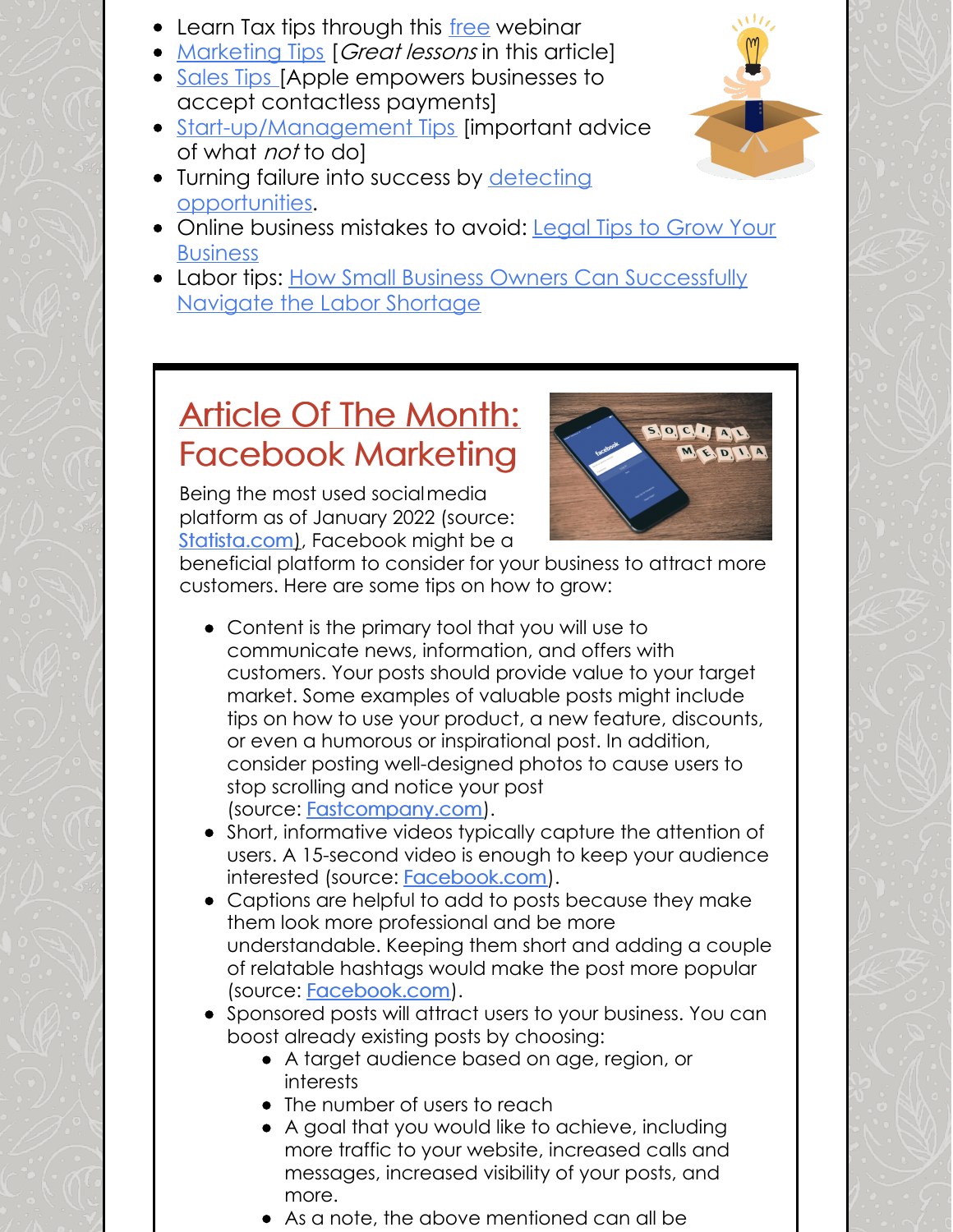- Learn Tax tips through this free webinar
- Marketing Tips [*Great lessons* in this article]
- Sales Tips [Apple empowers businesses to accept contactless payments]
- Start-up/Management Tips [important advice of what *not* to do]
- Turning failure into success by detecting opportunities.
- Online business mistakes to avoid: Legal Tips to Grow Your Business
- Labor tips: How Small Business Owners Can Successfully Navigate the Labor Shortage

## Article Of The Month: Facebook Marketing

Being the most used social media platform as of January 2022 (source: Statista.com), Facebook might be a beneficial platform to consider for your business to attract more customers. Here are some tips on how to grow:

- Content is the primary tool that you will use to communicate news, information, and offers with customers. Your posts should provide value to your target market. Some examples of valuable posts might include tips on how to use your product, a new feature, discounts, or even a humorous or inspirational post. In addition, consider posting well-designed photos to cause users to stop scrolling and notice your post (source: Fastcompany.com).
- Short, informative videos typically capture the attention of users. A 15-second video is enough to keep your audience interested (source: Facebook.com).
- Captions are helpful to add to posts because they make them look more professional and be more understandable. Keeping them short and adding a couple of relatable hashtags would make the post more popular (source: Facebook.com).
- Sponsored posts will attract users to your business. You can boost already existing posts by choosing:
  - A target audience based on age, region, or interests
  - The number of users to reach
  - A goal that you would like to achieve, including more traffic to your website, increased calls and messages, increased visibility of your posts, and more.
  - As a note, the above mentioned can all be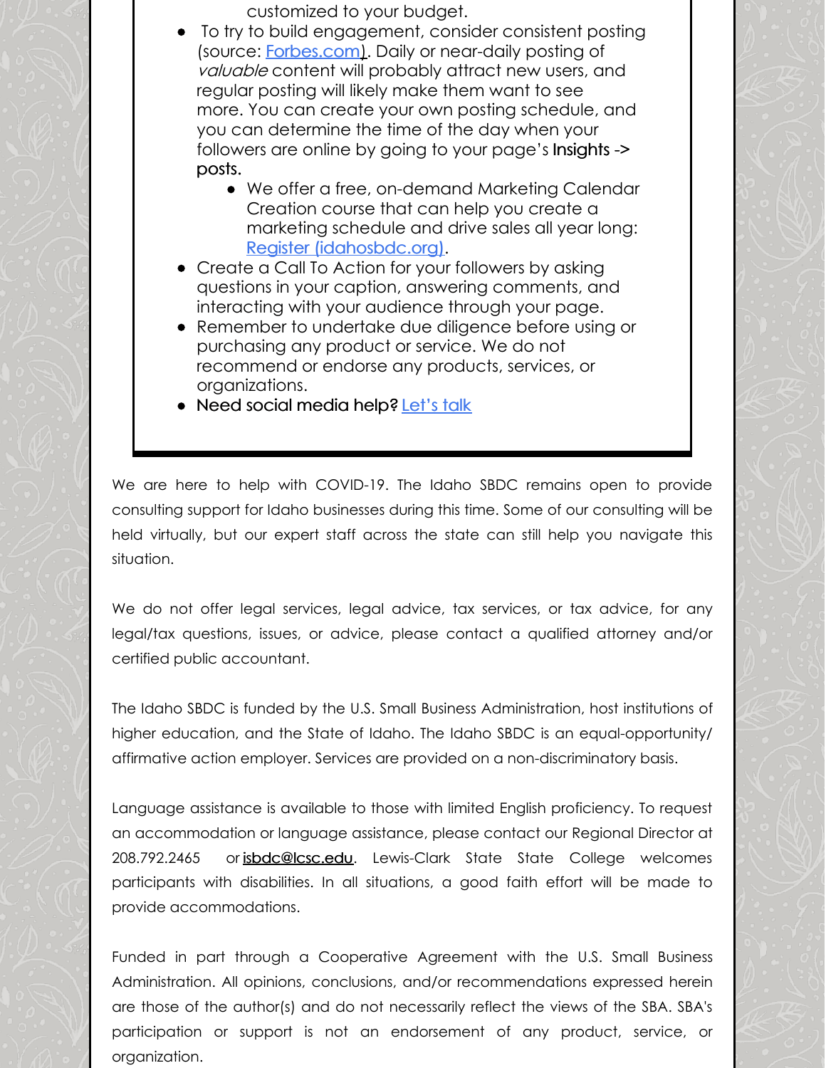customized to your budget.

- To try to build engagement, consider consistent posting (source: [Forbes.com](#)). Daily or near-daily posting of *valuable* content will probably attract new users, and regular posting will likely make them want to see more. You can create your own posting schedule, and you can determine the time of the day when your followers are online by going to your page's Insights -> posts.
  - We offer a free, on-demand Marketing Calendar Creation course that can help you create a marketing schedule and drive sales all year long: [Register (idahosbdc.org)](#).
- Create a Call To Action for your followers by asking questions in your caption, answering comments, and interacting with your audience through your page.
- Remember to undertake due diligence before using or purchasing any product or service. We do not recommend or endorse any products, services, or organizations.
- Need social media help? [Let's talk](#)

We are here to help with COVID-19. The Idaho SBDC remains open to provide consulting support for Idaho businesses during this time. Some of our consulting will be held virtually, but our expert staff across the state can still help you navigate this situation.

We do not offer legal services, legal advice, tax services, or tax advice, for any legal/tax questions, issues, or advice, please contact a qualified attorney and/or certified public accountant.

The Idaho SBDC is funded by the U.S. Small Business Administration, host institutions of higher education, and the State of Idaho. The Idaho SBDC is an equal-opportunity/ affirmative action employer. Services are provided on a non-discriminatory basis.

Language assistance is available to those with limited English proficiency. To request an accommodation or language assistance, please contact our Regional Director at 208.792.2465 or isbdc@lcsc.edu. Lewis-Clark State State College welcomes participants with disabilities. In all situations, a good faith effort will be made to provide accommodations.

Funded in part through a Cooperative Agreement with the U.S. Small Business Administration. All opinions, conclusions, and/or recommendations expressed herein are those of the author(s) and do not necessarily reflect the views of the SBA. SBA's participation or support is not an endorsement of any product, service, or organization.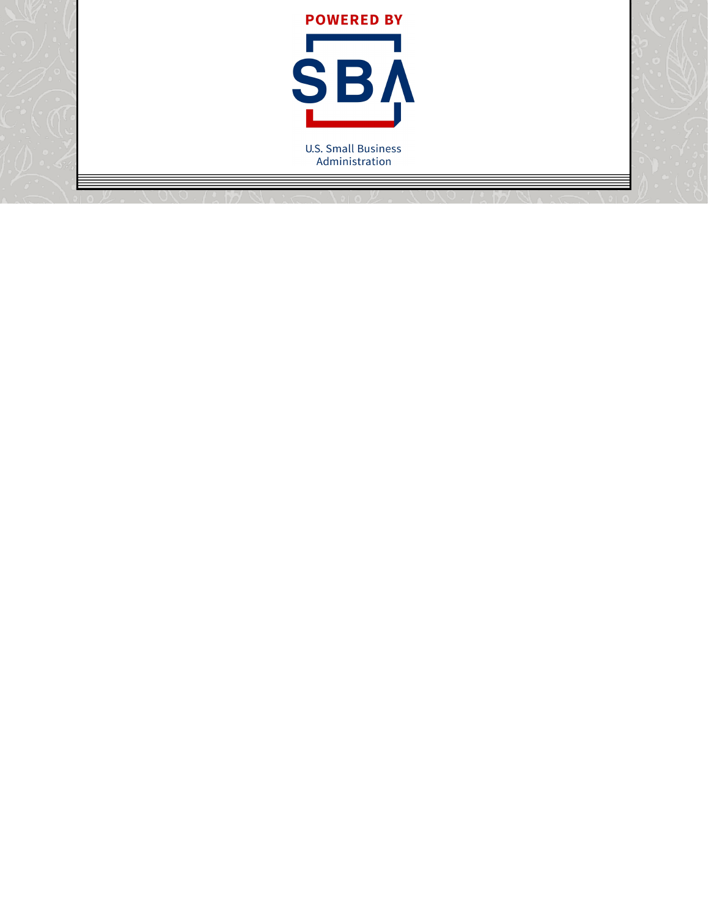POWERED BY

U.S. Small Business Administration